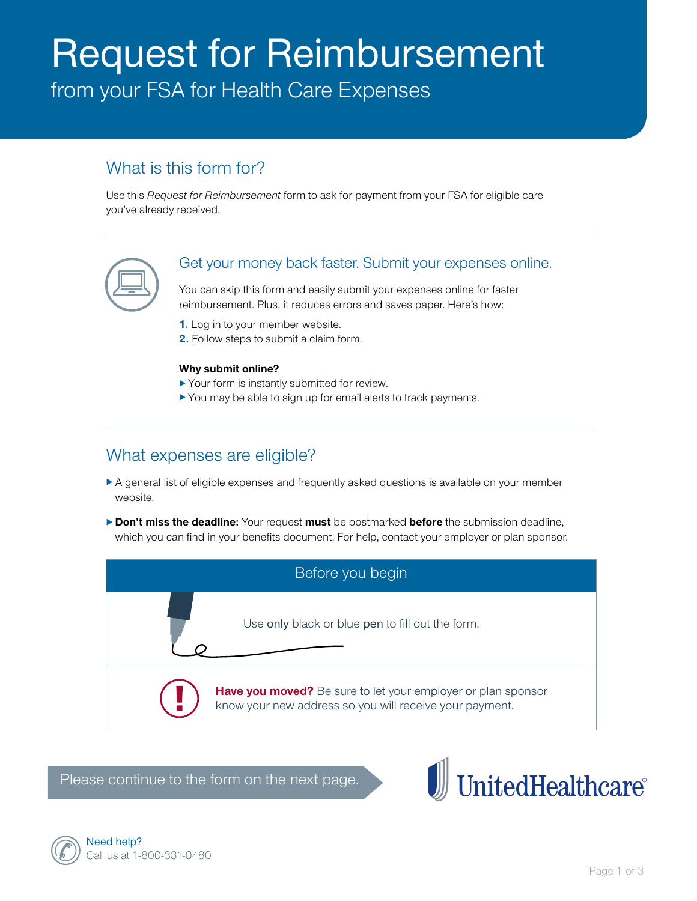# Request for Reimbursement

## from your FSA for Health Care Expenses

## What is this form for?

Use this *Request for Reimbursement* form to ask for payment from your FSA for eligible care you've already received.

### Get your money back faster. Submit your expenses online.

You can skip this form and easily submit your expenses online for faster reimbursement. Plus, it reduces errors and saves paper. Here's how:

1. Log in to your member website.
2. Follow steps to submit a claim form.

**Why submit online?**

- Your form is instantly submitted for review.
- You may be able to sign up for email alerts to track payments.

## What expenses are eligible?

- A general list of eligible expenses and frequently asked questions is available on your member website.
- **Don't miss the deadline:** Your request **must** be postmarked **before** the submission deadline, which you can find in your benefits document. For help, contact your employer or plan sponsor.

### Before you begin

Use only black or blue pen to fill out the form.

**Have you moved?** Be sure to let your employer or plan sponsor know your new address so you will receive your payment.

Please continue to the form on the next page.

UnitedHealthcare®

Need help?
Call us at 1-800-331-0480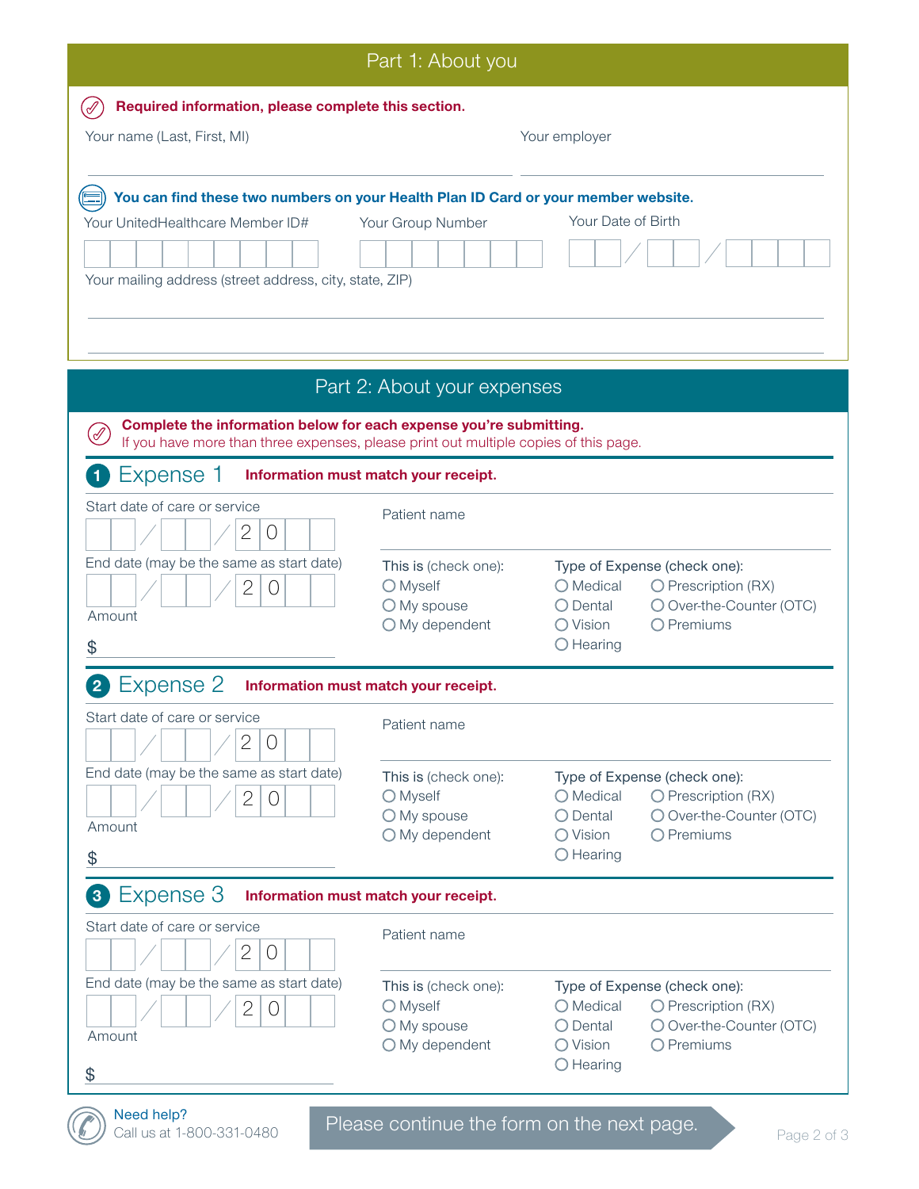## Part 1: About you

**Required information, please complete this section.**

Your name (Last, First, MI)

Your employer

**You can find these two numbers on your Health Plan ID Card or your member website.**

Your UnitedHealthcare Member ID#

Your Group Number

Your Date of Birth

__ __ / __ __ / __ __ __ __

Your mailing address (street address, city, state, ZIP)

## Part 2: About your expenses

**Complete the information below for each expense you're submitting.**
If you have more than three expenses, please print out multiple copies of this page.

### 1 Expense 1

**Information must match your receipt.**

Start date of care or service

__ __ / __ __ / 2 0 __ __

End date (may be the same as start date)

__ __ / __ __ / 2 0 __ __

Amount

$

Patient name

This is (check one):

- ○ Myself
- ○ My spouse
- ○ My dependent

Type of Expense (check one):

- ○ Medical
- ○ Dental
- ○ Vision
- ○ Hearing
- ○ Prescription (RX)
- ○ Over-the-Counter (OTC)
- ○ Premiums

### 2 Expense 2

**Information must match your receipt.**

Start date of care or service

__ __ / __ __ / 2 0 __ __

End date (may be the same as start date)

__ __ / __ __ / 2 0 __ __

Amount

$

Patient name

This is (check one):

- ○ Myself
- ○ My spouse
- ○ My dependent

Type of Expense (check one):

- ○ Medical
- ○ Dental
- ○ Vision
- ○ Hearing
- ○ Prescription (RX)
- ○ Over-the-Counter (OTC)
- ○ Premiums

### 3 Expense 3

**Information must match your receipt.**

Start date of care or service

__ __ / __ __ / 2 0 __ __

End date (may be the same as start date)

__ __ / __ __ / 2 0 __ __

Amount

$

Patient name

This is (check one):

- ○ Myself
- ○ My spouse
- ○ My dependent

Type of Expense (check one):

- ○ Medical
- ○ Dental
- ○ Vision
- ○ Hearing
- ○ Prescription (RX)
- ○ Over-the-Counter (OTC)
- ○ Premiums

Need help?
Call us at 1-800-331-0480

Please continue the form on the next page.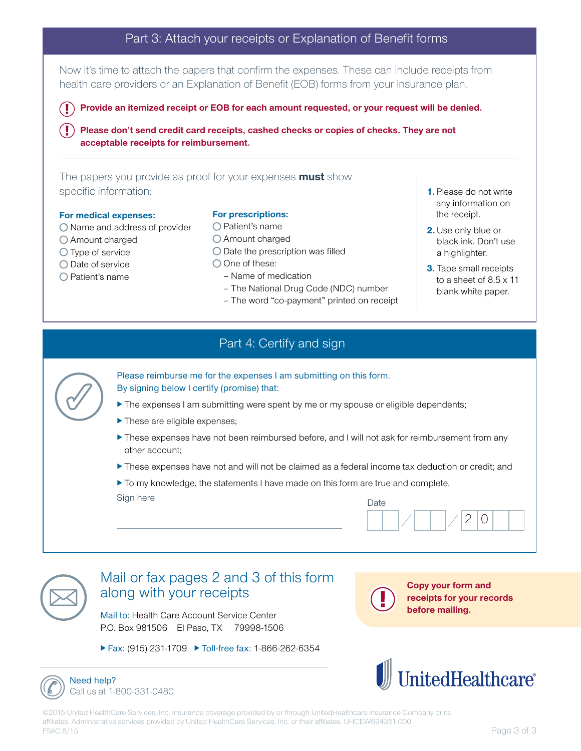## Part 3: Attach your receipts or Explanation of Benefit forms

Now it's time to attach the papers that confirm the expenses. These can include receipts from health care providers or an Explanation of Benefit (EOB) forms from your insurance plan.

**Provide an itemized receipt or EOB for each amount requested, or your request will be denied.**

**Please don't send credit card receipts, cashed checks or copies of checks. They are not acceptable receipts for reimbursement.**

The papers you provide as proof for your expenses **must** show specific information:

**For medical expenses:**

- ◯ Name and address of provider
- ◯ Amount charged
- ◯ Type of service
- ◯ Date of service
- ◯ Patient's name

**For prescriptions:**

- ◯ Patient's name
- ◯ Amount charged
- ◯ Date the prescription was filled
- ◯ One of these:
  - Name of medication
  - The National Drug Code (NDC) number
  - The word "co-payment" printed on receipt

1. Please do not write any information on the receipt.
2. Use only blue or black ink. Don't use a highlighter.
3. Tape small receipts to a sheet of 8.5 x 11 blank white paper.

## Part 4: Certify and sign

Please reimburse me for the expenses I am submitting on this form.
By signing below I certify (promise) that:

- The expenses I am submitting were spent by me or my spouse or eligible dependents;
- These are eligible expenses;
- These expenses have not been reimbursed before, and I will not ask for reimbursement from any other account;
- These expenses have not and will not be claimed as a federal income tax deduction or credit; and
- To my knowledge, the statements I have made on this form are true and complete.

Sign here ______________________________

Date __ __ / __ __ / 2 0 __ __

## Mail or fax pages 2 and 3 of this form along with your receipts

Mail to: Health Care Account Service Center
P.O. Box 981506 El Paso, TX 79998-1506

- Fax: (915) 231-1709
- Toll-free fax: 1-866-262-6354

**Copy your form and receipts for your records before mailing.**

Need help?
Call us at 1-800-331-0480

UnitedHealthcare®

©2015 United HealthCare Services, Inc. Insurance coverage provided by or through UnitedHealthcare Insurance Company or its affiliates. Administrative services provided by United HealthCare Services, Inc. or their affiliates. UHCEW694351-000
FSAC 8/15